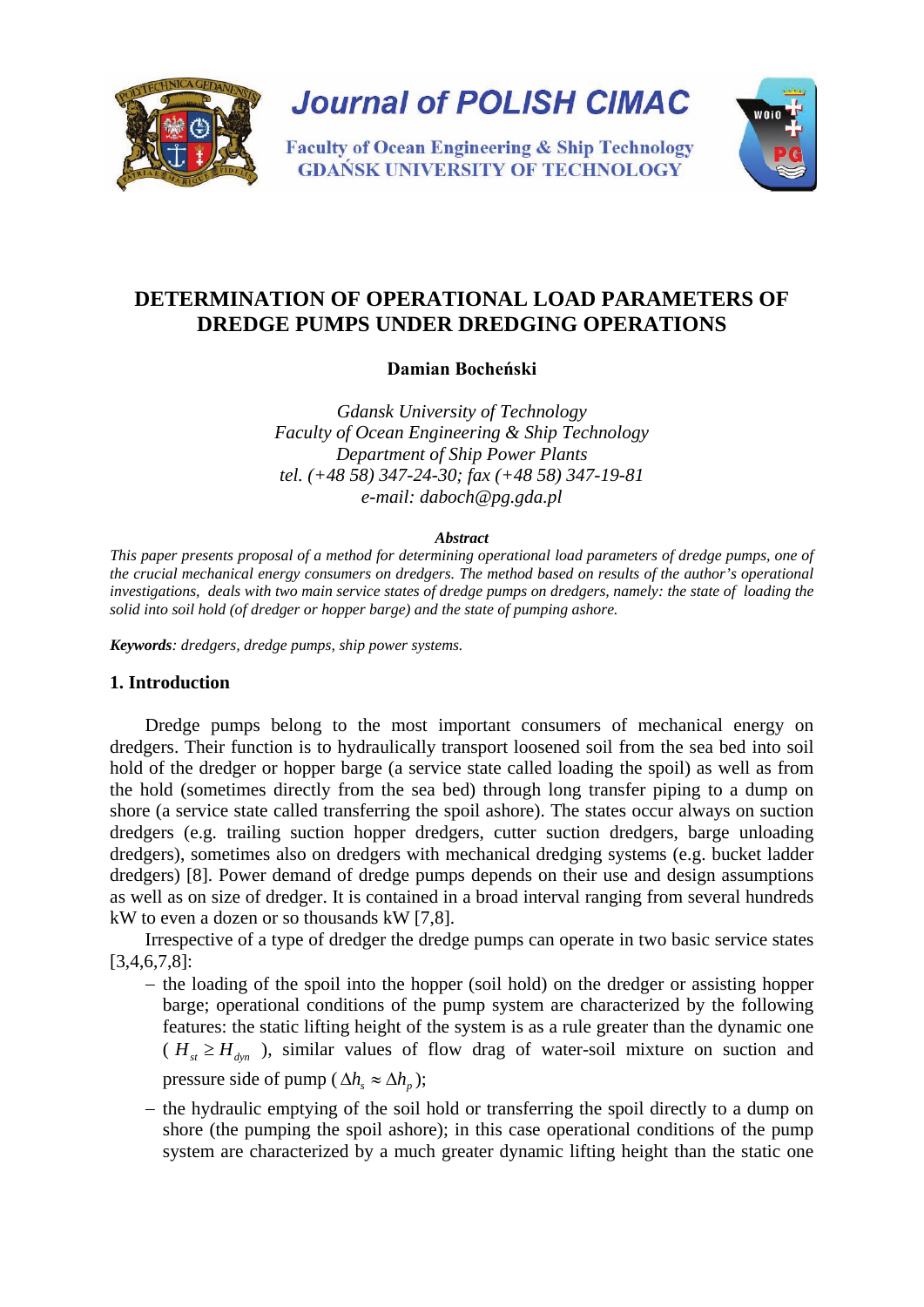# DETERMINATION OF OPERATIONAL LOAD PARAMETERS OF DREDGE PUMPS UNDER DREDGING OPERATIONS

**Damian Bocheński**

*Gdansk University of Technology*
*Faculty of Ocean Engineering & Ship Technology*
*Department of Ship Power Plants*
*tel. (+48 58) 347-24-30; fax (+48 58) 347-19-81*
*e-mail: daboch@pg.gda.pl*

***Abstract***

*This paper presents proposal of a method for determining operational load parameters of dredge pumps, one of the crucial mechanical energy consumers on dredgers. The method based on results of the author's operational investigations, deals with two main service states of dredge pumps on dredgers, namely: the state of loading the solid into soil hold (of dredger or hopper barge) and the state of pumping ashore.*

***Keywords****: dredgers, dredge pumps, ship power systems.*

## 1. Introduction

Dredge pumps belong to the most important consumers of mechanical energy on dredgers. Their function is to hydraulically transport loosened soil from the sea bed into soil hold of the dredger or hopper barge (a service state called loading the spoil) as well as from the hold (sometimes directly from the sea bed) through long transfer piping to a dump on shore (a service state called transferring the spoil ashore). The states occur always on suction dredgers (e.g. trailing suction hopper dredgers, cutter suction dredgers, barge unloading dredgers), sometimes also on dredgers with mechanical dredging systems (e.g. bucket ladder dredgers) [8]. Power demand of dredge pumps depends on their use and design assumptions as well as on size of dredger. It is contained in a broad interval ranging from several hundreds kW to even a dozen or so thousands kW [7,8].

Irrespective of a type of dredger the dredge pumps can operate in two basic service states [3,4,6,7,8]:

- the loading of the spoil into the hopper (soil hold) on the dredger or assisting hopper barge; operational conditions of the pump system are characterized by the following features: the static lifting height of the system is as a rule greater than the dynamic one ( $H_{st} \geq H_{dyn}$ ), similar values of flow drag of water-soil mixture on suction and pressure side of pump ( $\Delta h_s \approx \Delta h_p$ );
- the hydraulic emptying of the soil hold or transferring the spoil directly to a dump on shore (the pumping the spoil ashore); in this case operational conditions of the pump system are characterized by a much greater dynamic lifting height than the static one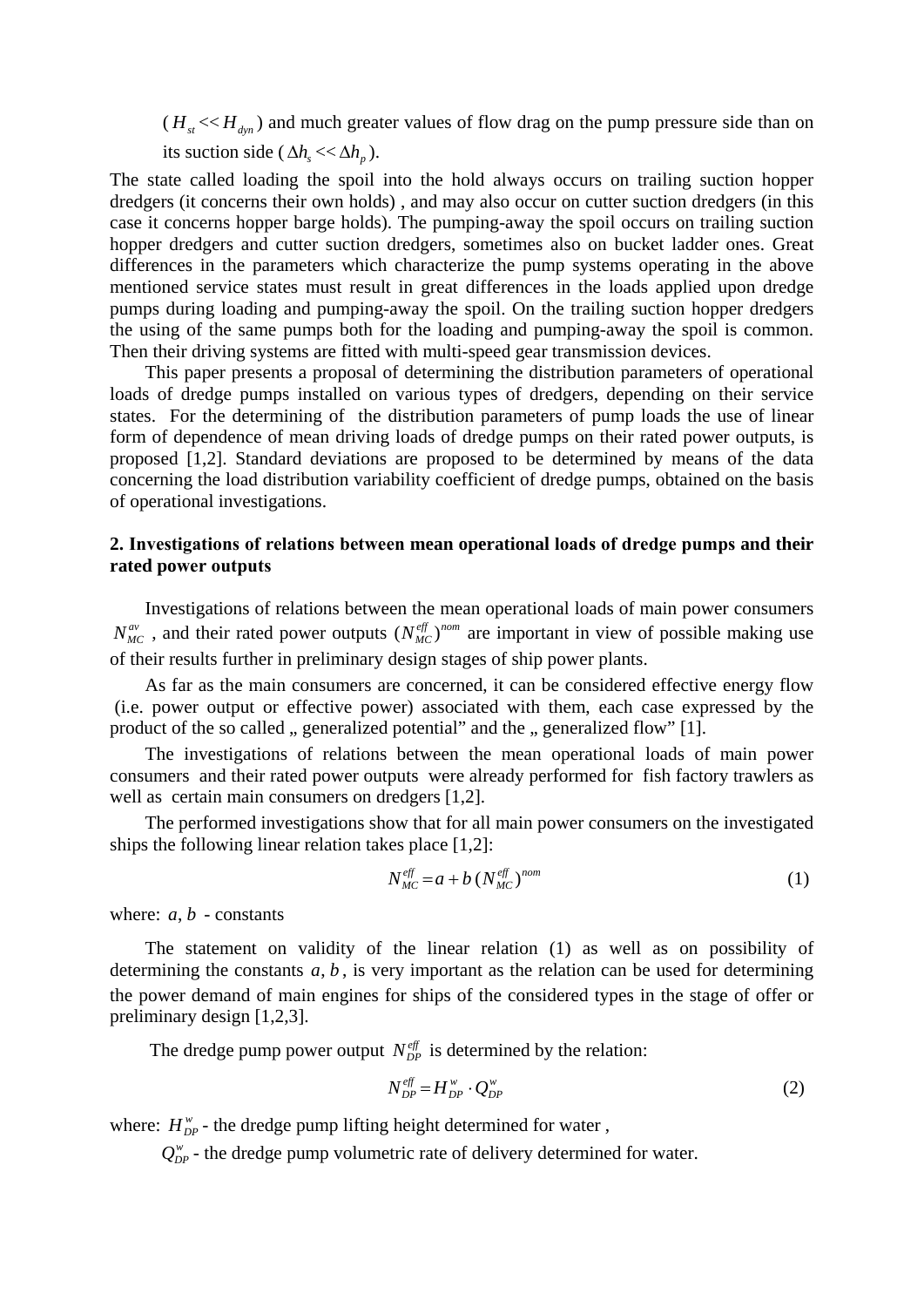($H_{st} << H_{dyn}$) and much greater values of flow drag on the pump pressure side than on its suction side ($\Delta h_s << \Delta h_p$).

The state called loading the spoil into the hold always occurs on trailing suction hopper dredgers (it concerns their own holds) , and may also occur on cutter suction dredgers (in this case it concerns hopper barge holds). The pumping-away the spoil occurs on trailing suction hopper dredgers and cutter suction dredgers, sometimes also on bucket ladder ones. Great differences in the parameters which characterize the pump systems operating in the above mentioned service states must result in great differences in the loads applied upon dredge pumps during loading and pumping-away the spoil. On the trailing suction hopper dredgers the using of the same pumps both for the loading and pumping-away the spoil is common. Then their driving systems are fitted with multi-speed gear transmission devices.

This paper presents a proposal of determining the distribution parameters of operational loads of dredge pumps installed on various types of dredgers, depending on their service states. For the determining of the distribution parameters of pump loads the use of linear form of dependence of mean driving loads of dredge pumps on their rated power outputs, is proposed [1,2]. Standard deviations are proposed to be determined by means of the data concerning the load distribution variability coefficient of dredge pumps, obtained on the basis of operational investigations.

## 2. Investigations of relations between mean operational loads of dredge pumps and their rated power outputs

Investigations of relations between the mean operational loads of main power consumers $N_{MC}^{av}$ , and their rated power outputs $(N_{MC}^{eff})^{nom}$ are important in view of possible making use of their results further in preliminary design stages of ship power plants.

As far as the main consumers are concerned, it can be considered effective energy flow (i.e. power output or effective power) associated with them, each case expressed by the product of the so called „ generalized potential" and the „ generalized flow" [1].

The investigations of relations between the mean operational loads of main power consumers and their rated power outputs were already performed for fish factory trawlers as well as certain main consumers on dredgers [1,2].

The performed investigations show that for all main power consumers on the investigated ships the following linear relation takes place [1,2]:

$$N_{MC}^{eff} = a + b\,(N_{MC}^{eff})^{nom} \tag{1}$$

where: $a, b$ - constants

The statement on validity of the linear relation (1) as well as on possibility of determining the constants $a, b$, is very important as the relation can be used for determining the power demand of main engines for ships of the considered types in the stage of offer or preliminary design [1,2,3].

The dredge pump power output $N_{DP}^{eff}$ is determined by the relation:

$$N_{DP}^{eff} = H_{DP}^{w} \cdot Q_{DP}^{w} \tag{2}$$

where: $H_{DP}^{w}$ - the dredge pump lifting height determined for water ,

$Q_{DP}^{w}$ - the dredge pump volumetric rate of delivery determined for water.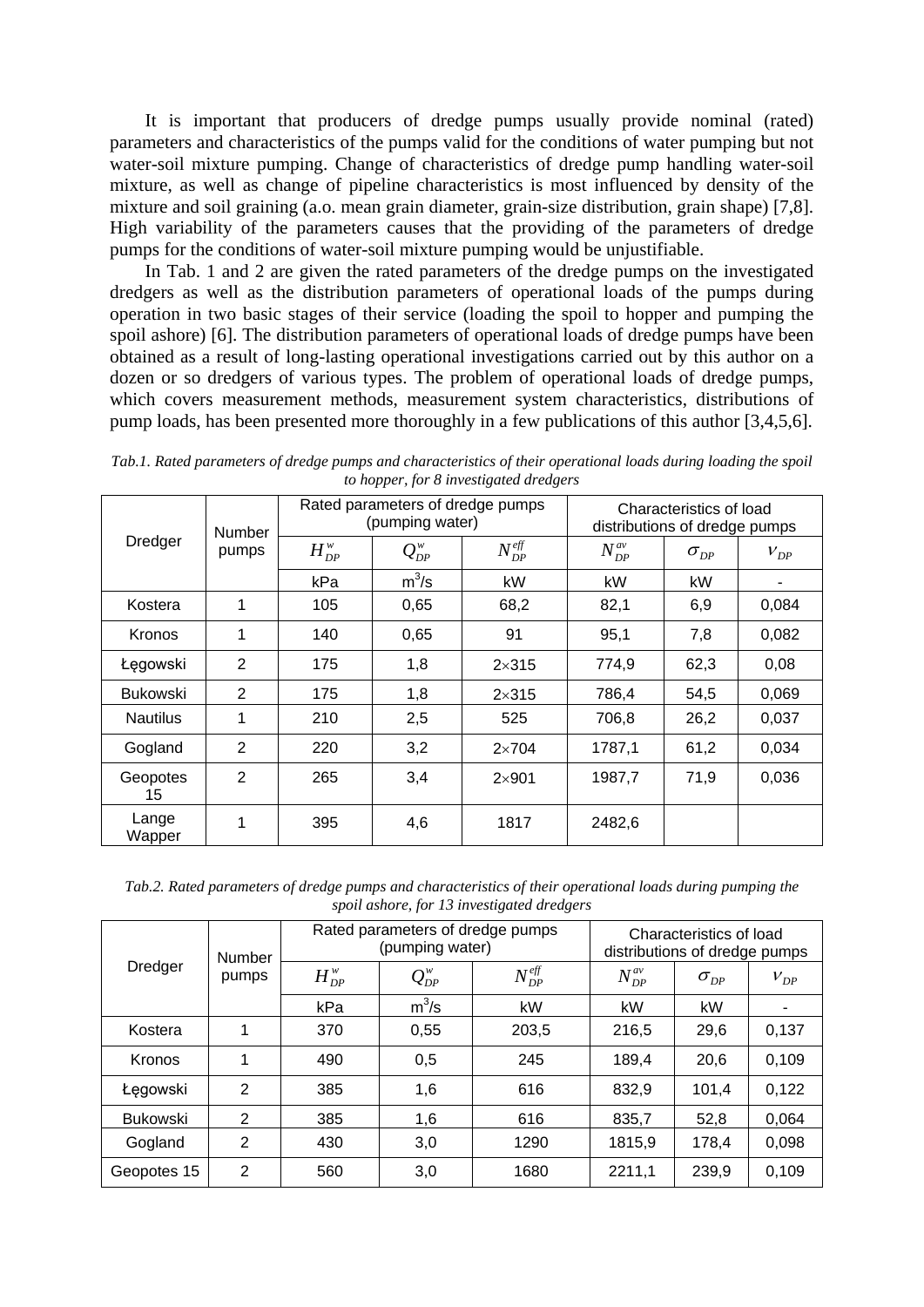It is important that producers of dredge pumps usually provide nominal (rated) parameters and characteristics of the pumps valid for the conditions of water pumping but not water-soil mixture pumping. Change of characteristics of dredge pump handling water-soil mixture, as well as change of pipeline characteristics is most influenced by density of the mixture and soil graining (a.o. mean grain diameter, grain-size distribution, grain shape) [7,8]. High variability of the parameters causes that the providing of the parameters of dredge pumps for the conditions of water-soil mixture pumping would be unjustifiable.

In Tab. 1 and 2 are given the rated parameters of the dredge pumps on the investigated dredgers as well as the distribution parameters of operational loads of the pumps during operation in two basic stages of their service (loading the spoil to hopper and pumping the spoil ashore) [6]. The distribution parameters of operational loads of dredge pumps have been obtained as a result of long-lasting operational investigations carried out by this author on a dozen or so dredgers of various types. The problem of operational loads of dredge pumps, which covers measurement methods, measurement system characteristics, distributions of pump loads, has been presented more thoroughly in a few publications of this author [3,4,5,6].

*Tab.1. Rated parameters of dredge pumps and characteristics of their operational loads during loading the spoil to hopper, for 8 investigated dredgers*

| Dredger | Number pumps | Rated parameters of dredge pumps (pumping water) | | | Characteristics of load distributions of dredge pumps | | |
|---|---|---|---|---|---|---|---|
| | | $H_{DP}^{w}$ | $Q_{DP}^{w}$ | $N_{DP}^{eff}$ | $N_{DP}^{av}$ | $\sigma_{DP}$ | $\nu_{DP}$ |
| | | kPa | m$^3$/s | kW | kW | kW | - |
| Kostera | 1 | 105 | 0,65 | 68,2 | 82,1 | 6,9 | 0,084 |
| Kronos | 1 | 140 | 0,65 | 91 | 95,1 | 7,8 | 0,082 |
| Łęgowski | 2 | 175 | 1,8 | 2×315 | 774,9 | 62,3 | 0,08 |
| Bukowski | 2 | 175 | 1,8 | 2×315 | 786,4 | 54,5 | 0,069 |
| Nautilus | 1 | 210 | 2,5 | 525 | 706,8 | 26,2 | 0,037 |
| Gogland | 2 | 220 | 3,2 | 2×704 | 1787,1 | 61,2 | 0,034 |
| Geopotes 15 | 2 | 265 | 3,4 | 2×901 | 1987,7 | 71,9 | 0,036 |
| Lange Wapper | 1 | 395 | 4,6 | 1817 | 2482,6 | | |

*Tab.2. Rated parameters of dredge pumps and characteristics of their operational loads during pumping the spoil ashore, for 13 investigated dredgers*

| Dredger | Number pumps | Rated parameters of dredge pumps (pumping water) | | | Characteristics of load distributions of dredge pumps | | |
|---|---|---|---|---|---|---|---|
| | | $H_{DP}^{w}$ | $Q_{DP}^{w}$ | $N_{DP}^{eff}$ | $N_{DP}^{av}$ | $\sigma_{DP}$ | $\nu_{DP}$ |
| | | kPa | m$^3$/s | kW | kW | kW | - |
| Kostera | 1 | 370 | 0,55 | 203,5 | 216,5 | 29,6 | 0,137 |
| Kronos | 1 | 490 | 0,5 | 245 | 189,4 | 20,6 | 0,109 |
| Łęgowski | 2 | 385 | 1,6 | 616 | 832,9 | 101,4 | 0,122 |
| Bukowski | 2 | 385 | 1,6 | 616 | 835,7 | 52,8 | 0,064 |
| Gogland | 2 | 430 | 3,0 | 1290 | 1815,9 | 178,4 | 0,098 |
| Geopotes 15 | 2 | 560 | 3,0 | 1680 | 2211,1 | 239,9 | 0,109 |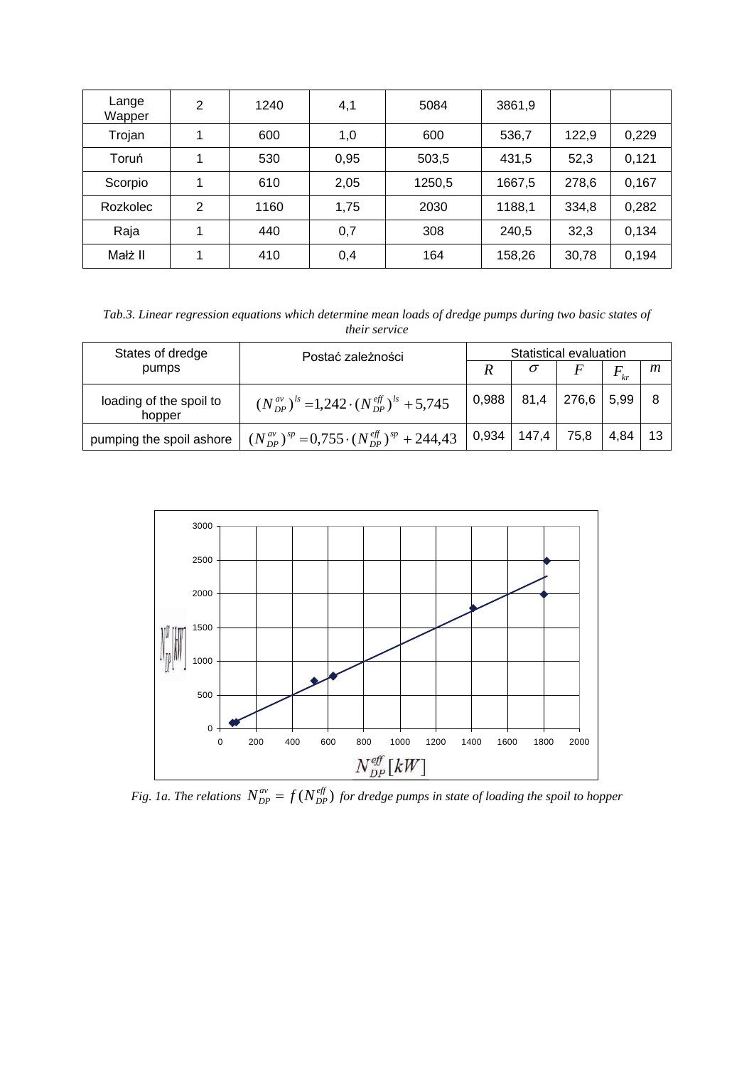| Lange Wapper | 2 | 1240 | 4,1 | 5084 | 3861,9 | | |
|---|---|---|---|---|---|---|---|
| Trojan | 1 | 600 | 1,0 | 600 | 536,7 | 122,9 | 0,229 |
| Toruń | 1 | 530 | 0,95 | 503,5 | 431,5 | 52,3 | 0,121 |
| Scorpio | 1 | 610 | 2,05 | 1250,5 | 1667,5 | 278,6 | 0,167 |
| Rozkolec | 2 | 1160 | 1,75 | 2030 | 1188,1 | 334,8 | 0,282 |
| Raja | 1 | 440 | 0,7 | 308 | 240,5 | 32,3 | 0,134 |
| Małż II | 1 | 410 | 0,4 | 164 | 158,26 | 30,78 | 0,194 |

*Tab.3. Linear regression equations which determine mean loads of dredge pumps during two basic states of their service*

| States of dredge pumps | Postać zależności | Statistical evaluation | | | | |
|---|---|---|---|---|---|---|
| | | $R$ | $\sigma$ | $F$ | $F_{kr}$ | $m$ |
| loading of the spoil to hopper | $(N_{DP}^{av})^{ls} = 1{,}242 \cdot (N_{DP}^{eff})^{ls} + 5{,}745$ | 0,988 | 81,4 | 276,6 | 5,99 | 8 |
| pumping the spoil ashore | $(N_{DP}^{av})^{sp} = 0{,}755 \cdot (N_{DP}^{eff})^{sp} + 244{,}43$ | 0,934 | 147,4 | 75,8 | 4,84 | 13 |

*Fig. 1a. The relations $N_{DP}^{av} = f(N_{DP}^{eff})$ for dredge pumps in state of loading the spoil to hopper*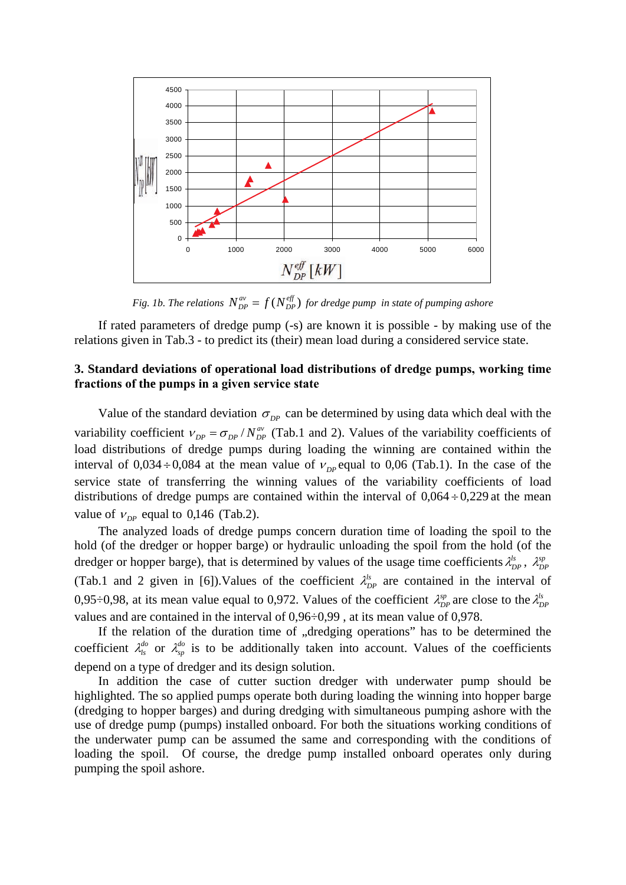*Fig. 1b. The relations* $N_{DP}^{av} = f(N_{DP}^{eff})$ *for dredge pump in state of pumping ashore*

If rated parameters of dredge pump (-s) are known it is possible - by making use of the relations given in Tab.3 - to predict its (their) mean load during a considered service state.

## 3. Standard deviations of operational load distributions of dredge pumps, working time fractions of the pumps in a given service state

Value of the standard deviation $\sigma_{DP}$ can be determined by using data which deal with the variability coefficient $\nu_{DP} = \sigma_{DP} / N_{DP}^{av}$ (Tab.1 and 2). Values of the variability coefficients of load distributions of dredge pumps during loading the winning are contained within the interval of $0{,}034 \div 0{,}084$ at the mean value of $\nu_{DP}$ equal to 0,06 (Tab.1). In the case of the service state of transferring the winning values of the variability coefficients of load distributions of dredge pumps are contained within the interval of $0{,}064 \div 0{,}229$ at the mean value of $\nu_{DP}$ equal to 0,146 (Tab.2).

The analyzed loads of dredge pumps concern duration time of loading the spoil to the hold (of the dredger or hopper barge) or hydraulic unloading the spoil from the hold (of the dredger or hopper barge), that is determined by values of the usage time coefficients $\lambda_{DP}^{ls}$, $\lambda_{DP}^{sp}$ (Tab.1 and 2 given in [6]).Values of the coefficient $\lambda_{DP}^{ls}$ are contained in the interval of 0,95÷0,98, at its mean value equal to 0,972. Values of the coefficient $\lambda_{DP}^{sp}$ are close to the $\lambda_{DP}^{ls}$ values and are contained in the interval of 0,96÷0,99 , at its mean value of 0,978.

If the relation of the duration time of „dredging operations" has to be determined the coefficient $\lambda_{ls}^{do}$ or $\lambda_{sp}^{do}$ is to be additionally taken into account. Values of the coefficients depend on a type of dredger and its design solution.

In addition the case of cutter suction dredger with underwater pump should be highlighted. The so applied pumps operate both during loading the winning into hopper barge (dredging to hopper barges) and during dredging with simultaneous pumping ashore with the use of dredge pump (pumps) installed onboard. For both the situations working conditions of the underwater pump can be assumed the same and corresponding with the conditions of loading the spoil. Of course, the dredge pump installed onboard operates only during pumping the spoil ashore.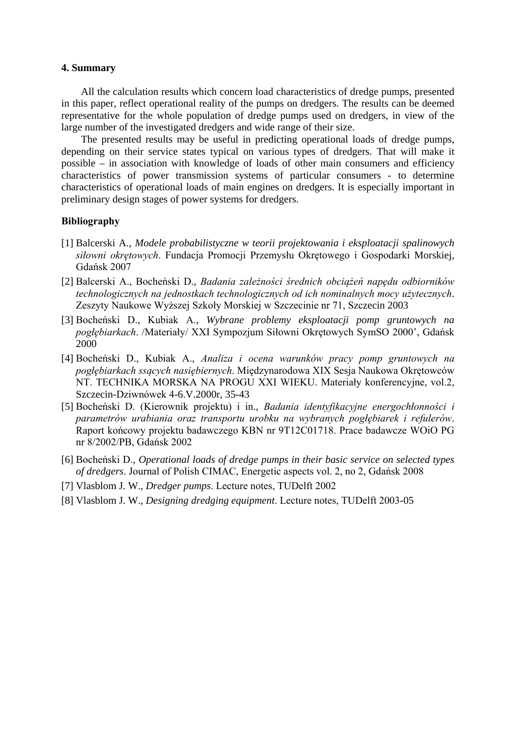## 4. Summary

All the calculation results which concern load characteristics of dredge pumps, presented in this paper, reflect operational reality of the pumps on dredgers. The results can be deemed representative for the whole population of dredge pumps used on dredgers, in view of the large number of the investigated dredgers and wide range of their size.

The presented results may be useful in predicting operational loads of dredge pumps, depending on their service states typical on various types of dredgers. That will make it possible – in association with knowledge of loads of other main consumers and efficiency characteristics of power transmission systems of particular consumers - to determine characteristics of operational loads of main engines on dredgers. It is especially important in preliminary design stages of power systems for dredgers.

## Bibliography

[1] Balcerski A., *Modele probabilistyczne w teorii projektowania i eksploatacji spalinowych siłowni okrętowych*. Fundacja Promocji Przemysłu Okrętowego i Gospodarki Morskiej, Gdańsk 2007

[2] Balcerski A., Bocheński D., *Badania zależności średnich obciążeń napędu odbiorników technologicznych na jednostkach technologicznych od ich nominalnych mocy użytecznych*. Zeszyty Naukowe Wyższej Szkoły Morskiej w Szczecinie nr 71, Szczecin 2003

[3] Bocheński D., Kubiak A., *Wybrane problemy eksploatacji pomp gruntowych na pogłębiarkach*. /Materiały/ XXI Sympozjum Siłowni Okrętowych SymSO 2000', Gdańsk 2000

[4] Bocheński D., Kubiak A., *Analiza i ocena warunków pracy pomp gruntowych na pogłębiarkach ssących nasiębiernych*. Międzynarodowa XIX Sesja Naukowa Okrętowców NT. TECHNIKA MORSKA NA PROGU XXI WIEKU. Materiały konferencyjne, vol.2, Szczecin-Dziwnówek 4-6.V.2000r, 35-43

[5] Bocheński D. (Kierownik projektu) i in., *Badania identyfikacyjne energochłonności i parametrów urabiania oraz transportu urobku na wybranych pogłębiarek i refulerów*. Raport końcowy projektu badawczego KBN nr 9T12C01718. Prace badawcze WOiO PG nr 8/2002/PB, Gdańsk 2002

[6] Bocheński D., *Operational loads of dredge pumps in their basic service on selected types of dredgers*. Journal of Polish CIMAC, Energetic aspects vol. 2, no 2, Gdańsk 2008

[7] Vlasblom J. W., *Dredger pumps*. Lecture notes, TUDelft 2002

[8] Vlasblom J. W., *Designing dredging equipment*. Lecture notes, TUDelft 2003-05